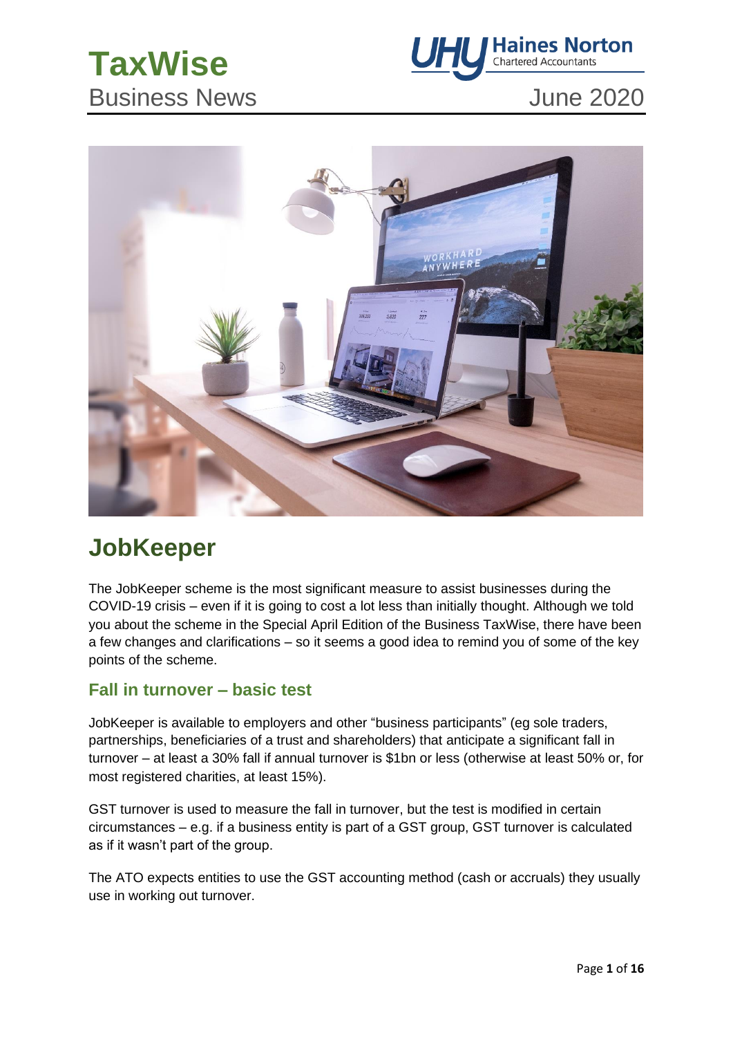# TaxWise

Business News

June 2020

## JobKeeper

The JobKeeper scheme is the most significant measure to assist businesses during the COVID-19 crisis – even if it is going to cost a lot less than initially thought. Although we told you about the scheme in the Special April Edition of the Business TaxWise, there have been a few changes and clarifications – so it seems a good idea to remind you of some of the key points of the scheme.

### Fall in turnover – basic test

JobKeeper is available to employers and other "business participants" (eg sole traders, partnerships, beneficiaries of a trust and shareholders) that anticipate a significant fall in turnover – at least a 30% fall if annual turnover is $1bn or less (otherwise at least 50% or, for most registered charities, at least 15%).

GST turnover is used to measure the fall in turnover, but the test is modified in certain circumstances – e.g. if a business entity is part of a GST group, GST turnover is calculated as if it wasn't part of the group.

The ATO expects entities to use the GST accounting method (cash or accruals) they usually use in working out turnover.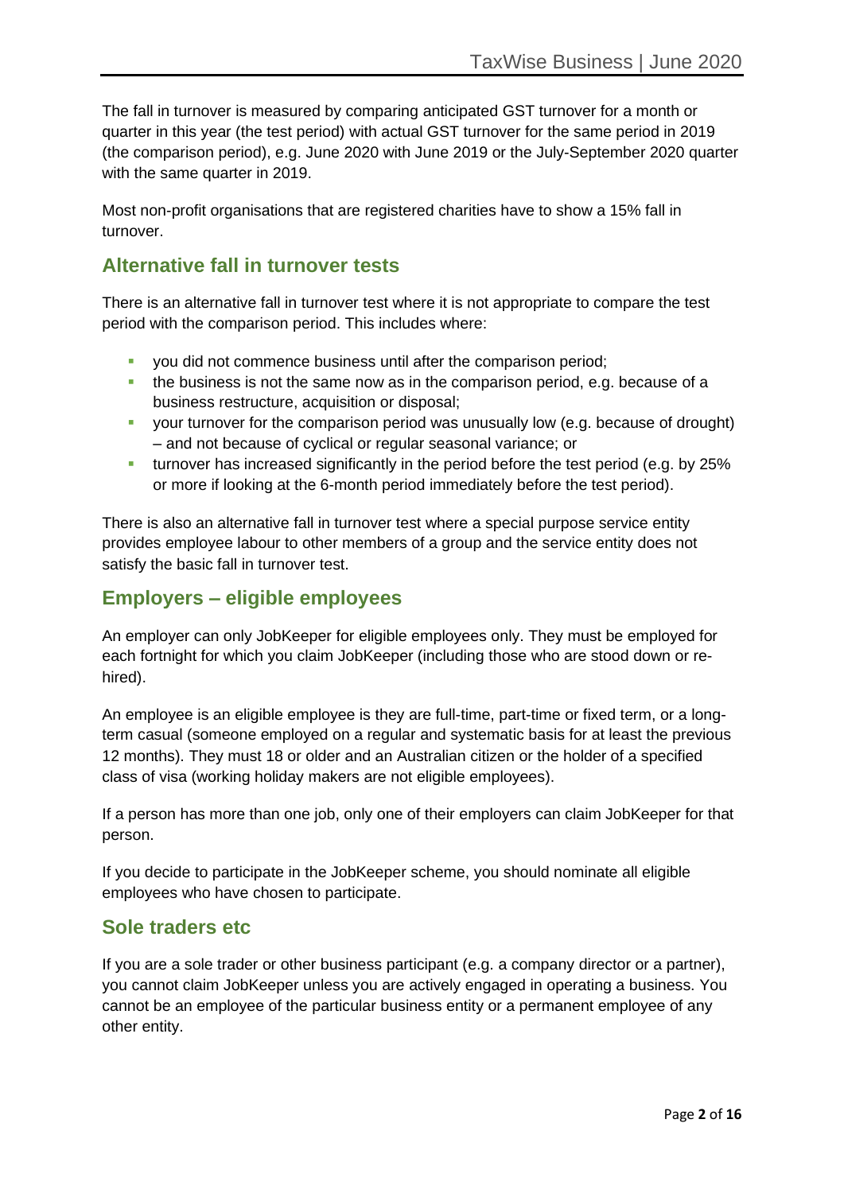The fall in turnover is measured by comparing anticipated GST turnover for a month or quarter in this year (the test period) with actual GST turnover for the same period in 2019 (the comparison period), e.g. June 2020 with June 2019 or the July-September 2020 quarter with the same quarter in 2019.

Most non-profit organisations that are registered charities have to show a 15% fall in turnover.

## Alternative fall in turnover tests

There is an alternative fall in turnover test where it is not appropriate to compare the test period with the comparison period. This includes where:

- you did not commence business until after the comparison period;
- the business is not the same now as in the comparison period, e.g. because of a business restructure, acquisition or disposal;
- your turnover for the comparison period was unusually low (e.g. because of drought) – and not because of cyclical or regular seasonal variance; or
- turnover has increased significantly in the period before the test period (e.g. by 25% or more if looking at the 6-month period immediately before the test period).

There is also an alternative fall in turnover test where a special purpose service entity provides employee labour to other members of a group and the service entity does not satisfy the basic fall in turnover test.

## Employers – eligible employees

An employer can only JobKeeper for eligible employees only. They must be employed for each fortnight for which you claim JobKeeper (including those who are stood down or re-hired).

An employee is an eligible employee is they are full-time, part-time or fixed term, or a long-term casual (someone employed on a regular and systematic basis for at least the previous 12 months). They must 18 or older and an Australian citizen or the holder of a specified class of visa (working holiday makers are not eligible employees).

If a person has more than one job, only one of their employers can claim JobKeeper for that person.

If you decide to participate in the JobKeeper scheme, you should nominate all eligible employees who have chosen to participate.

## Sole traders etc

If you are a sole trader or other business participant (e.g. a company director or a partner), you cannot claim JobKeeper unless you are actively engaged in operating a business. You cannot be an employee of the particular business entity or a permanent employee of any other entity.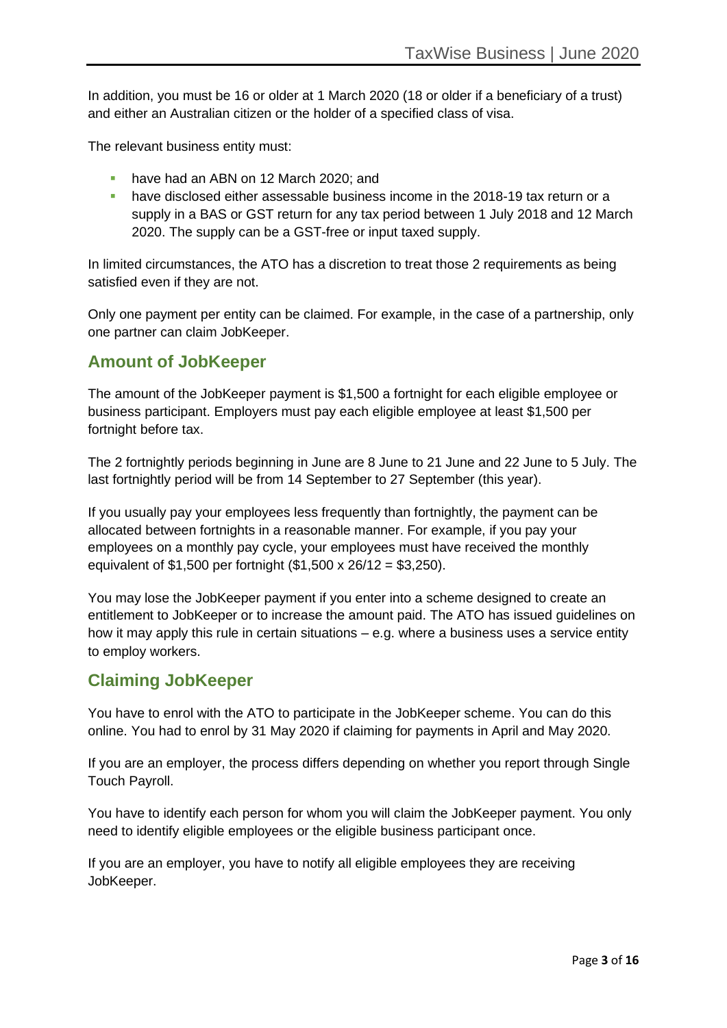In addition, you must be 16 or older at 1 March 2020 (18 or older if a beneficiary of a trust) and either an Australian citizen or the holder of a specified class of visa.

The relevant business entity must:

- have had an ABN on 12 March 2020; and
- have disclosed either assessable business income in the 2018-19 tax return or a supply in a BAS or GST return for any tax period between 1 July 2018 and 12 March 2020. The supply can be a GST-free or input taxed supply.

In limited circumstances, the ATO has a discretion to treat those 2 requirements as being satisfied even if they are not.

Only one payment per entity can be claimed. For example, in the case of a partnership, only one partner can claim JobKeeper.

## Amount of JobKeeper

The amount of the JobKeeper payment is $1,500 a fortnight for each eligible employee or business participant. Employers must pay each eligible employee at least $1,500 per fortnight before tax.

The 2 fortnightly periods beginning in June are 8 June to 21 June and 22 June to 5 July. The last fortnightly period will be from 14 September to 27 September (this year).

If you usually pay your employees less frequently than fortnightly, the payment can be allocated between fortnights in a reasonable manner. For example, if you pay your employees on a monthly pay cycle, your employees must have received the monthly equivalent of $1,500 per fortnight ($1,500 x 26/12 = $3,250).

You may lose the JobKeeper payment if you enter into a scheme designed to create an entitlement to JobKeeper or to increase the amount paid. The ATO has issued guidelines on how it may apply this rule in certain situations – e.g. where a business uses a service entity to employ workers.

## Claiming JobKeeper

You have to enrol with the ATO to participate in the JobKeeper scheme. You can do this online. You had to enrol by 31 May 2020 if claiming for payments in April and May 2020.

If you are an employer, the process differs depending on whether you report through Single Touch Payroll.

You have to identify each person for whom you will claim the JobKeeper payment. You only need to identify eligible employees or the eligible business participant once.

If you are an employer, you have to notify all eligible employees they are receiving JobKeeper.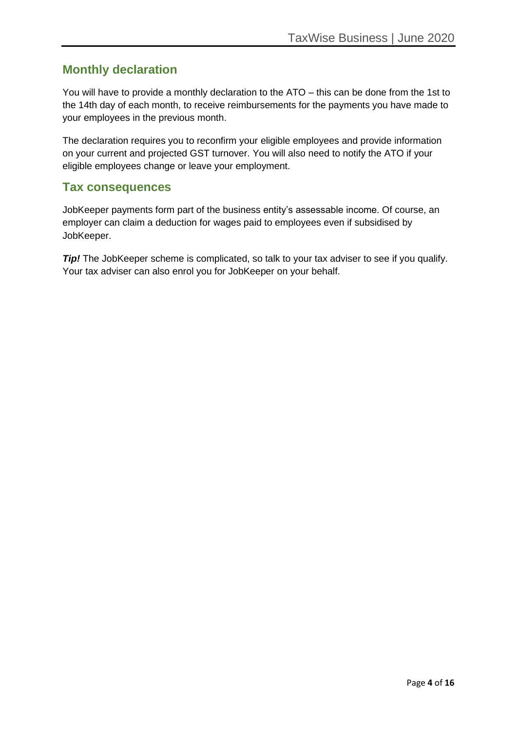## Monthly declaration

You will have to provide a monthly declaration to the ATO – this can be done from the 1st to the 14th day of each month, to receive reimbursements for the payments you have made to your employees in the previous month.

The declaration requires you to reconfirm your eligible employees and provide information on your current and projected GST turnover. You will also need to notify the ATO if your eligible employees change or leave your employment.

## Tax consequences

JobKeeper payments form part of the business entity's assessable income. Of course, an employer can claim a deduction for wages paid to employees even if subsidised by JobKeeper.

***Tip!*** The JobKeeper scheme is complicated, so talk to your tax adviser to see if you qualify. Your tax adviser can also enrol you for JobKeeper on your behalf.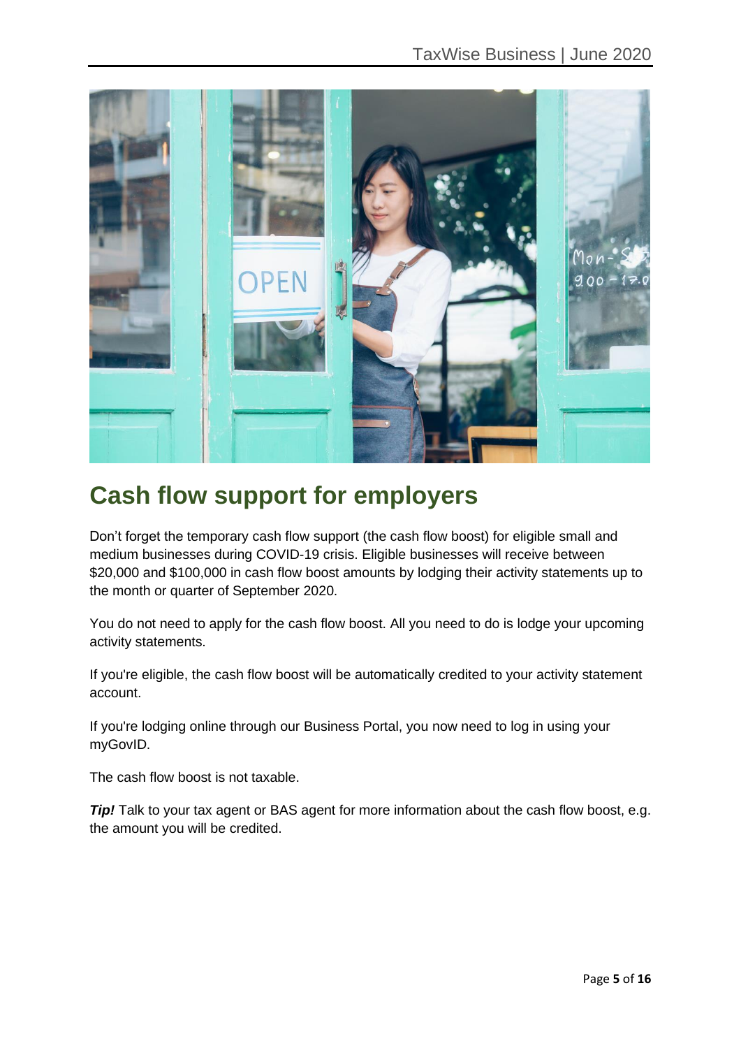# Cash flow support for employers

Don't forget the temporary cash flow support (the cash flow boost) for eligible small and medium businesses during COVID-19 crisis. Eligible businesses will receive between $20,000 and $100,000 in cash flow boost amounts by lodging their activity statements up to the month or quarter of September 2020.

You do not need to apply for the cash flow boost. All you need to do is lodge your upcoming activity statements.

If you're eligible, the cash flow boost will be automatically credited to your activity statement account.

If you're lodging online through our Business Portal, you now need to log in using your myGovID.

The cash flow boost is not taxable.

***Tip!*** Talk to your tax agent or BAS agent for more information about the cash flow boost, e.g. the amount you will be credited.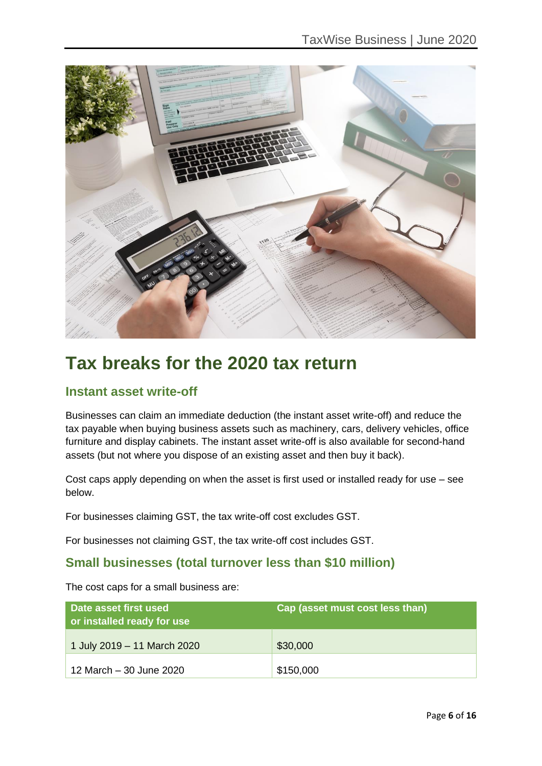# Tax breaks for the 2020 tax return

## Instant asset write-off

Businesses can claim an immediate deduction (the instant asset write-off) and reduce the tax payable when buying business assets such as machinery, cars, delivery vehicles, office furniture and display cabinets. The instant asset write-off is also available for second-hand assets (but not where you dispose of an existing asset and then buy it back).

Cost caps apply depending on when the asset is first used or installed ready for use – see below.

For businesses claiming GST, the tax write-off cost excludes GST.

For businesses not claiming GST, the tax write-off cost includes GST.

## Small businesses (total turnover less than $10 million)

The cost caps for a small business are:

| Date asset first used or installed ready for use | Cap (asset must cost less than) |
|---|---|
| 1 July 2019 – 11 March 2020 | $30,000 |
| 12 March – 30 June 2020 | $150,000 |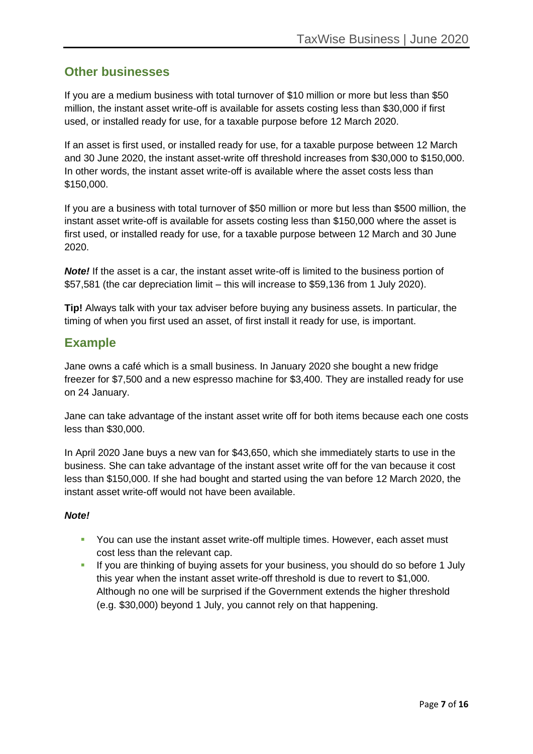## Other businesses

If you are a medium business with total turnover of $10 million or more but less than $50 million, the instant asset write-off is available for assets costing less than $30,000 if first used, or installed ready for use, for a taxable purpose before 12 March 2020.

If an asset is first used, or installed ready for use, for a taxable purpose between 12 March and 30 June 2020, the instant asset-write off threshold increases from $30,000 to $150,000. In other words, the instant asset write-off is available where the asset costs less than $150,000.

If you are a business with total turnover of $50 million or more but less than $500 million, the instant asset write-off is available for assets costing less than $150,000 where the asset is first used, or installed ready for use, for a taxable purpose between 12 March and 30 June 2020.

***Note!*** If the asset is a car, the instant asset write-off is limited to the business portion of $57,581 (the car depreciation limit – this will increase to $59,136 from 1 July 2020).

**Tip!** Always talk with your tax adviser before buying any business assets. In particular, the timing of when you first used an asset, of first install it ready for use, is important.

## Example

Jane owns a café which is a small business. In January 2020 she bought a new fridge freezer for $7,500 and a new espresso machine for $3,400. They are installed ready for use on 24 January.

Jane can take advantage of the instant asset write off for both items because each one costs less than $30,000.

In April 2020 Jane buys a new van for $43,650, which she immediately starts to use in the business. She can take advantage of the instant asset write off for the van because it cost less than $150,000. If she had bought and started using the van before 12 March 2020, the instant asset write-off would not have been available.

***Note!***

- You can use the instant asset write-off multiple times. However, each asset must cost less than the relevant cap.
- If you are thinking of buying assets for your business, you should do so before 1 July this year when the instant asset write-off threshold is due to revert to $1,000. Although no one will be surprised if the Government extends the higher threshold (e.g. $30,000) beyond 1 July, you cannot rely on that happening.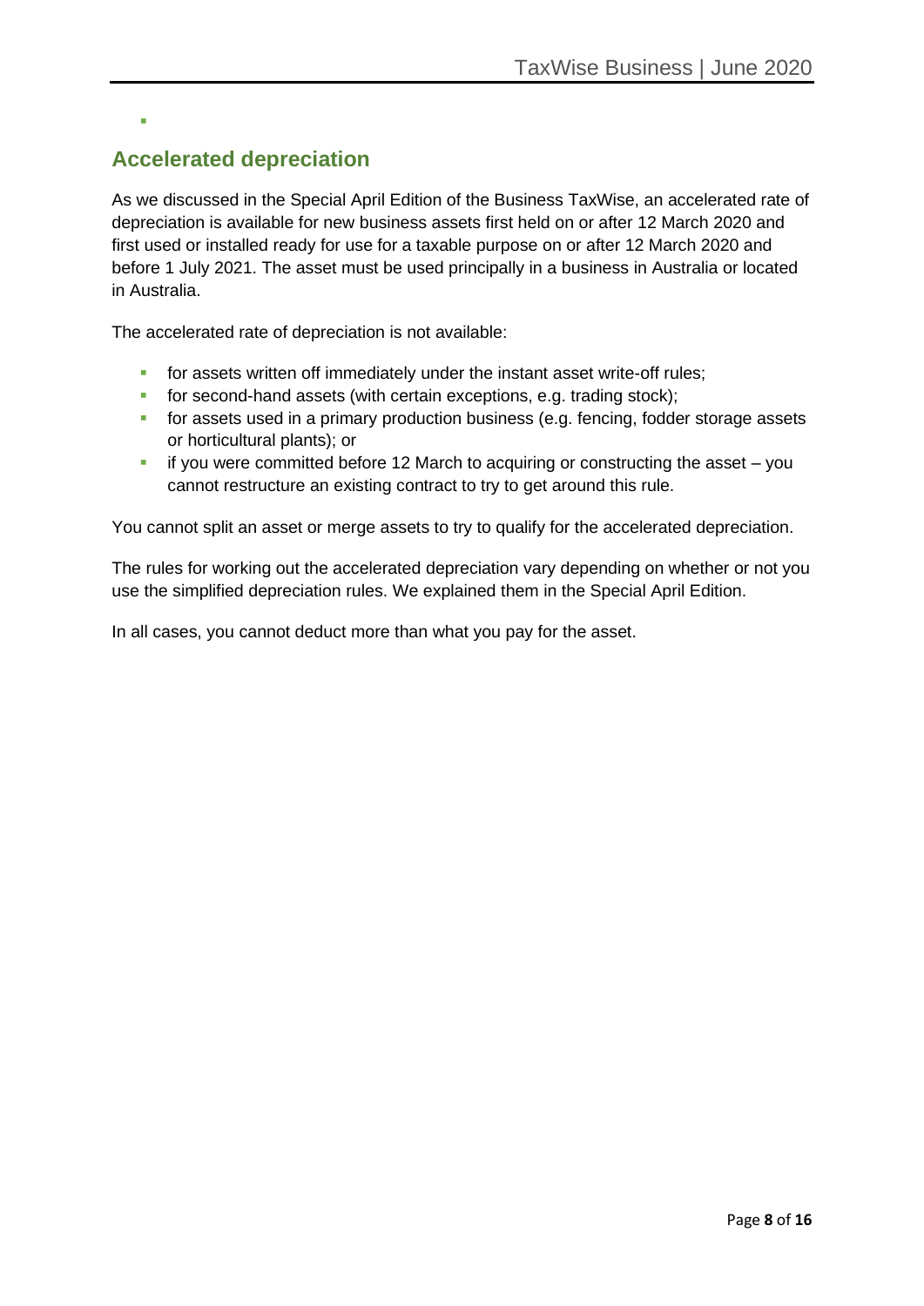## Accelerated depreciation

As we discussed in the Special April Edition of the Business TaxWise, an accelerated rate of depreciation is available for new business assets first held on or after 12 March 2020 and first used or installed ready for use for a taxable purpose on or after 12 March 2020 and before 1 July 2021. The asset must be used principally in a business in Australia or located in Australia.

The accelerated rate of depreciation is not available:

- for assets written off immediately under the instant asset write-off rules;
- for second-hand assets (with certain exceptions, e.g. trading stock);
- for assets used in a primary production business (e.g. fencing, fodder storage assets or horticultural plants); or
- if you were committed before 12 March to acquiring or constructing the asset – you cannot restructure an existing contract to try to get around this rule.

You cannot split an asset or merge assets to try to qualify for the accelerated depreciation.

The rules for working out the accelerated depreciation vary depending on whether or not you use the simplified depreciation rules. We explained them in the Special April Edition.

In all cases, you cannot deduct more than what you pay for the asset.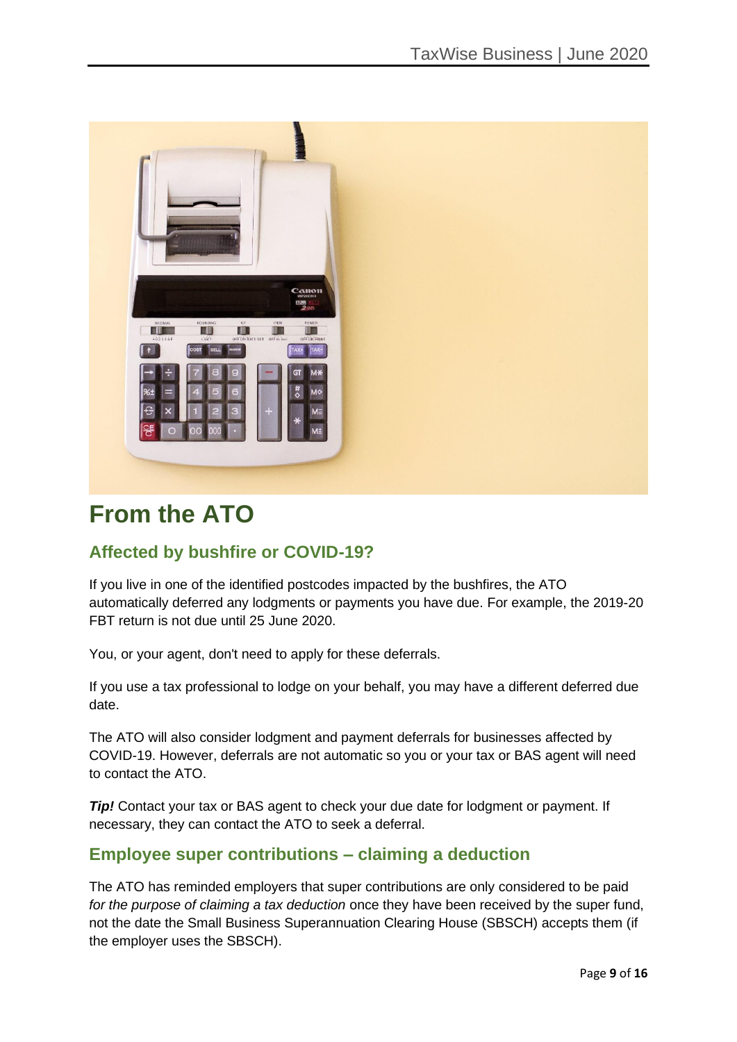# From the ATO

## Affected by bushfire or COVID-19?

If you live in one of the identified postcodes impacted by the bushfires, the ATO automatically deferred any lodgments or payments you have due. For example, the 2019-20 FBT return is not due until 25 June 2020.

You, or your agent, don't need to apply for these deferrals.

If you use a tax professional to lodge on your behalf, you may have a different deferred due date.

The ATO will also consider lodgment and payment deferrals for businesses affected by COVID-19. However, deferrals are not automatic so you or your tax or BAS agent will need to contact the ATO.

***Tip!*** Contact your tax or BAS agent to check your due date for lodgment or payment. If necessary, they can contact the ATO to seek a deferral.

## Employee super contributions – claiming a deduction

The ATO has reminded employers that super contributions are only considered to be paid *for the purpose of claiming a tax deduction* once they have been received by the super fund, not the date the Small Business Superannuation Clearing House (SBSCH) accepts them (if the employer uses the SBSCH).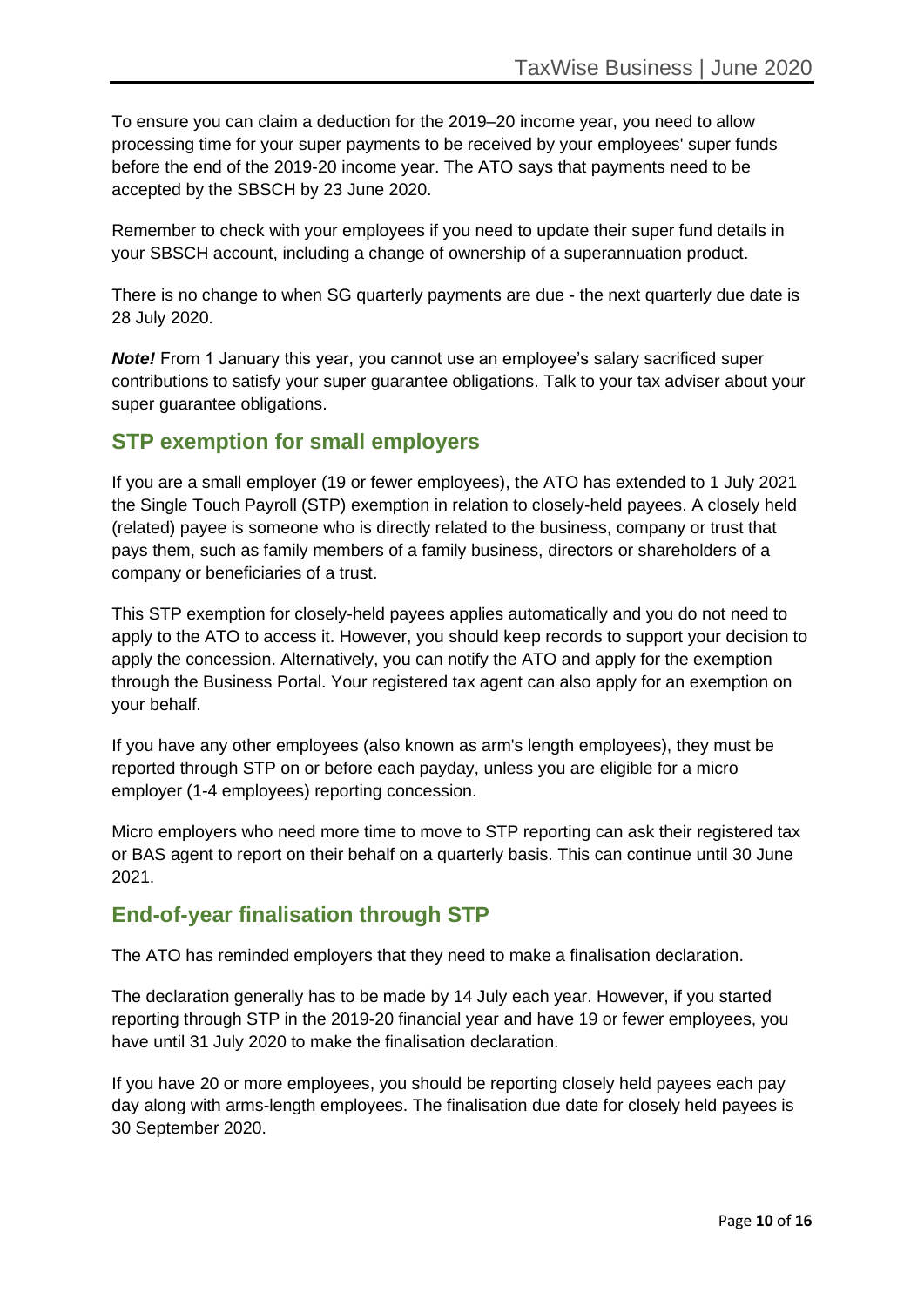To ensure you can claim a deduction for the 2019–20 income year, you need to allow processing time for your super payments to be received by your employees' super funds before the end of the 2019-20 income year. The ATO says that payments need to be accepted by the SBSCH by 23 June 2020.

Remember to check with your employees if you need to update their super fund details in your SBSCH account, including a change of ownership of a superannuation product.

There is no change to when SG quarterly payments are due - the next quarterly due date is 28 July 2020.

***Note!*** From 1 January this year, you cannot use an employee's salary sacrificed super contributions to satisfy your super guarantee obligations. Talk to your tax adviser about your super guarantee obligations.

## STP exemption for small employers

If you are a small employer (19 or fewer employees), the ATO has extended to 1 July 2021 the Single Touch Payroll (STP) exemption in relation to closely-held payees. A closely held (related) payee is someone who is directly related to the business, company or trust that pays them, such as family members of a family business, directors or shareholders of a company or beneficiaries of a trust.

This STP exemption for closely-held payees applies automatically and you do not need to apply to the ATO to access it. However, you should keep records to support your decision to apply the concession. Alternatively, you can notify the ATO and apply for the exemption through the Business Portal. Your registered tax agent can also apply for an exemption on your behalf.

If you have any other employees (also known as arm's length employees), they must be reported through STP on or before each payday, unless you are eligible for a micro employer (1-4 employees) reporting concession.

Micro employers who need more time to move to STP reporting can ask their registered tax or BAS agent to report on their behalf on a quarterly basis. This can continue until 30 June 2021.

## End-of-year finalisation through STP

The ATO has reminded employers that they need to make a finalisation declaration.

The declaration generally has to be made by 14 July each year. However, if you started reporting through STP in the 2019-20 financial year and have 19 or fewer employees, you have until 31 July 2020 to make the finalisation declaration.

If you have 20 or more employees, you should be reporting closely held payees each pay day along with arms-length employees. The finalisation due date for closely held payees is 30 September 2020.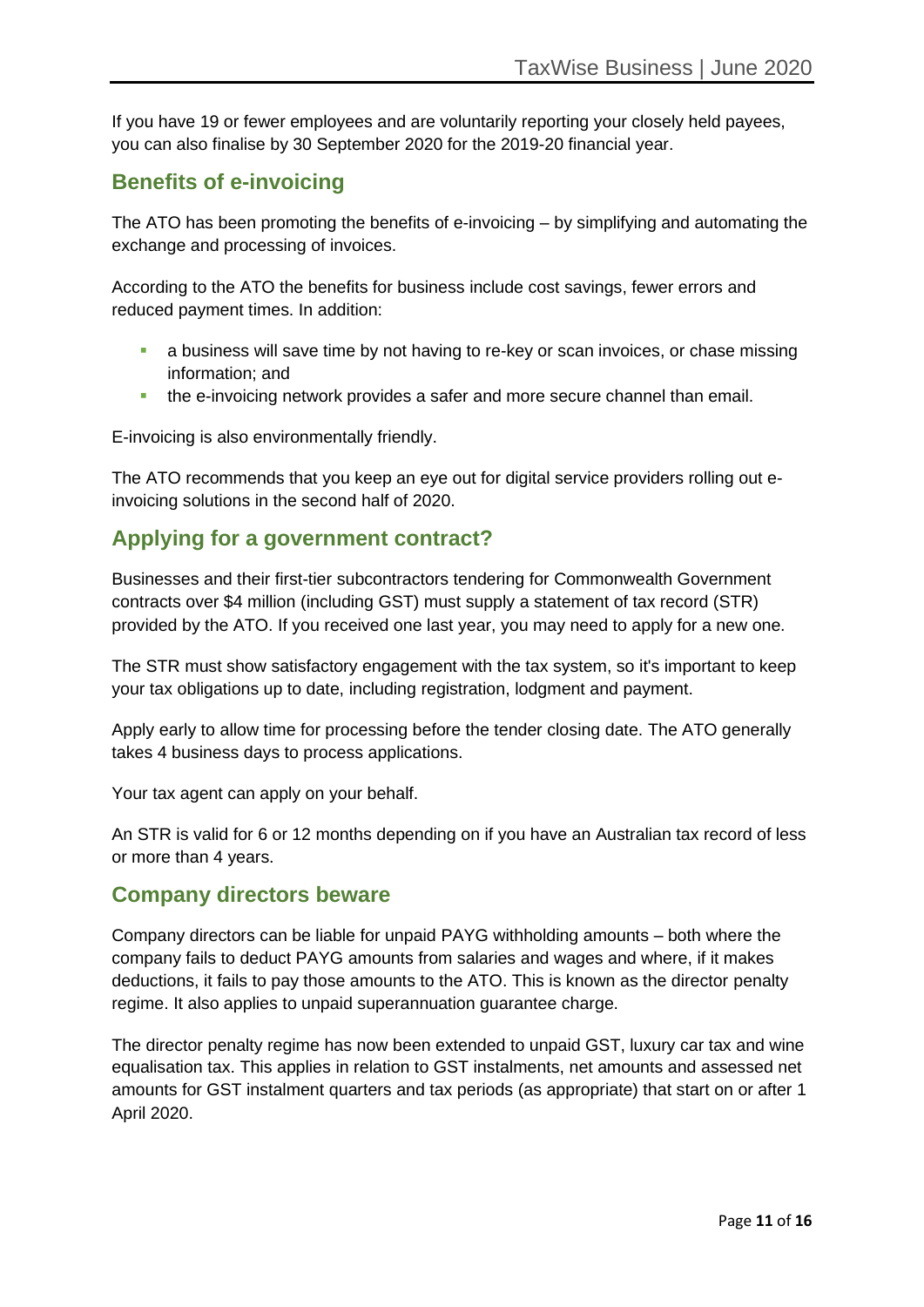If you have 19 or fewer employees and are voluntarily reporting your closely held payees, you can also finalise by 30 September 2020 for the 2019-20 financial year.

## Benefits of e-invoicing

The ATO has been promoting the benefits of e-invoicing – by simplifying and automating the exchange and processing of invoices.

According to the ATO the benefits for business include cost savings, fewer errors and reduced payment times. In addition:

- a business will save time by not having to re-key or scan invoices, or chase missing information; and
- the e-invoicing network provides a safer and more secure channel than email.

E-invoicing is also environmentally friendly.

The ATO recommends that you keep an eye out for digital service providers rolling out e-invoicing solutions in the second half of 2020.

## Applying for a government contract?

Businesses and their first-tier subcontractors tendering for Commonwealth Government contracts over $4 million (including GST) must supply a statement of tax record (STR) provided by the ATO. If you received one last year, you may need to apply for a new one.

The STR must show satisfactory engagement with the tax system, so it's important to keep your tax obligations up to date, including registration, lodgment and payment.

Apply early to allow time for processing before the tender closing date. The ATO generally takes 4 business days to process applications.

Your tax agent can apply on your behalf.

An STR is valid for 6 or 12 months depending on if you have an Australian tax record of less or more than 4 years.

## Company directors beware

Company directors can be liable for unpaid PAYG withholding amounts – both where the company fails to deduct PAYG amounts from salaries and wages and where, if it makes deductions, it fails to pay those amounts to the ATO. This is known as the director penalty regime. It also applies to unpaid superannuation guarantee charge.

The director penalty regime has now been extended to unpaid GST, luxury car tax and wine equalisation tax. This applies in relation to GST instalments, net amounts and assessed net amounts for GST instalment quarters and tax periods (as appropriate) that start on or after 1 April 2020.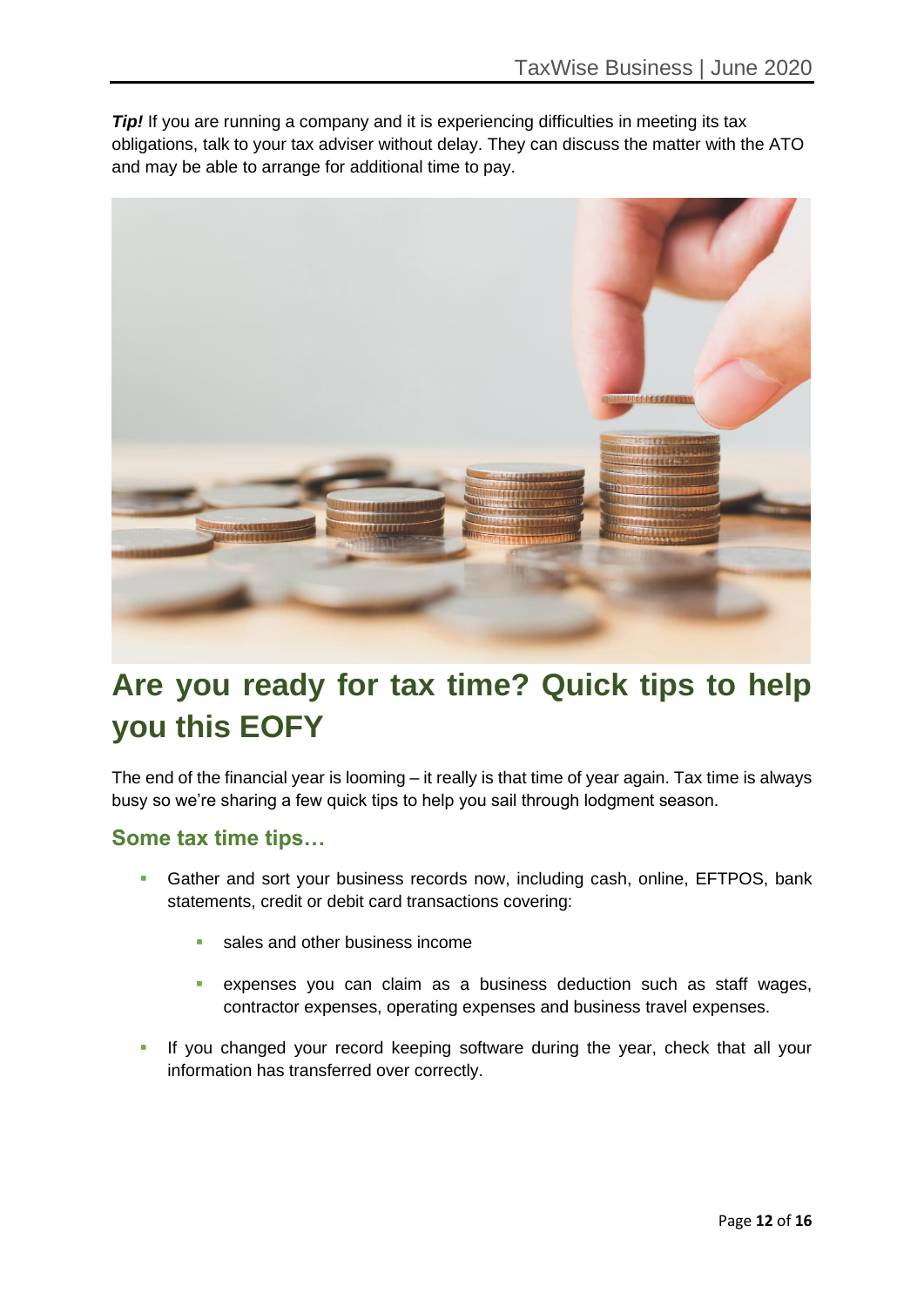***Tip!*** If you are running a company and it is experiencing difficulties in meeting its tax obligations, talk to your tax adviser without delay. They can discuss the matter with the ATO and may be able to arrange for additional time to pay.

# Are you ready for tax time? Quick tips to help you this EOFY

The end of the financial year is looming – it really is that time of year again. Tax time is always busy so we're sharing a few quick tips to help you sail through lodgment season.

## Some tax time tips…

- Gather and sort your business records now, including cash, online, EFTPOS, bank statements, credit or debit card transactions covering:
  - sales and other business income
  - expenses you can claim as a business deduction such as staff wages, contractor expenses, operating expenses and business travel expenses.
- If you changed your record keeping software during the year, check that all your information has transferred over correctly.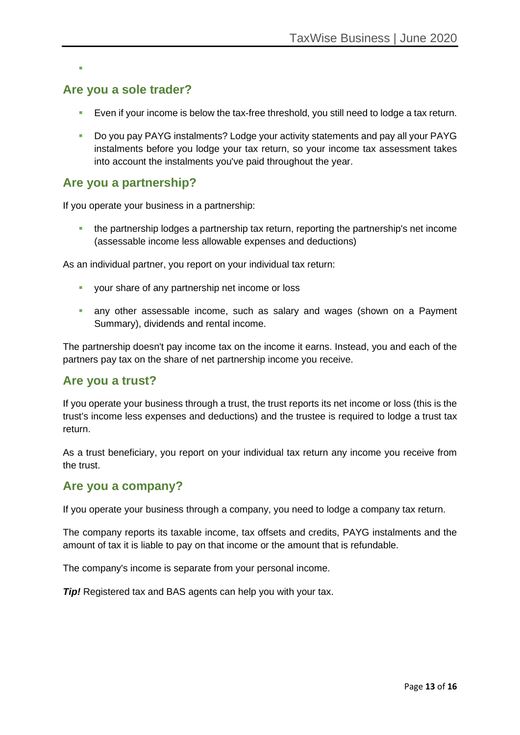## Are you a sole trader?

- Even if your income is below the tax-free threshold, you still need to lodge a tax return.
- Do you pay PAYG instalments? Lodge your activity statements and pay all your PAYG instalments before you lodge your tax return, so your income tax assessment takes into account the instalments you've paid throughout the year.

## Are you a partnership?

If you operate your business in a partnership:

- the partnership lodges a partnership tax return, reporting the partnership's net income (assessable income less allowable expenses and deductions)

As an individual partner, you report on your individual tax return:

- your share of any partnership net income or loss
- any other assessable income, such as salary and wages (shown on a Payment Summary), dividends and rental income.

The partnership doesn't pay income tax on the income it earns. Instead, you and each of the partners pay tax on the share of net partnership income you receive.

## Are you a trust?

If you operate your business through a trust, the trust reports its net income or loss (this is the trust's income less expenses and deductions) and the trustee is required to lodge a trust tax return.

As a trust beneficiary, you report on your individual tax return any income you receive from the trust.

## Are you a company?

If you operate your business through a company, you need to lodge a company tax return.

The company reports its taxable income, tax offsets and credits, PAYG instalments and the amount of tax it is liable to pay on that income or the amount that is refundable.

The company's income is separate from your personal income.

***Tip!*** Registered tax and BAS agents can help you with your tax.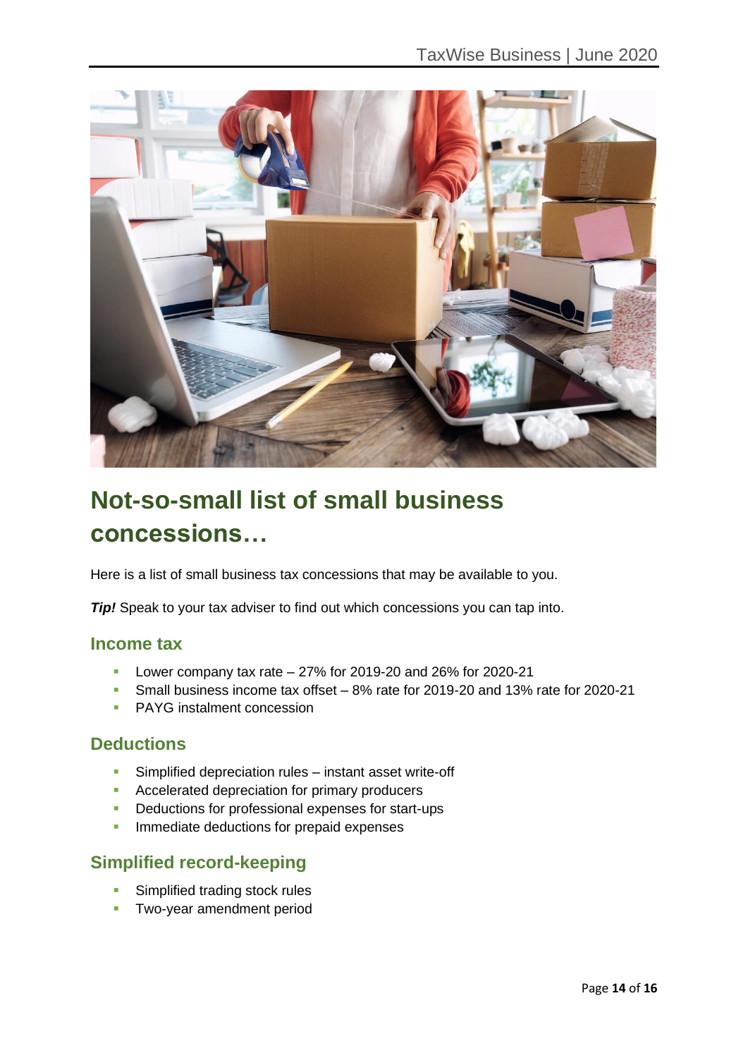# Not-so-small list of small business concessions…

Here is a list of small business tax concessions that may be available to you.

***Tip!*** Speak to your tax adviser to find out which concessions you can tap into.

## Income tax

- Lower company tax rate – 27% for 2019-20 and 26% for 2020-21
- Small business income tax offset – 8% rate for 2019-20 and 13% rate for 2020-21
- PAYG instalment concession

## Deductions

- Simplified depreciation rules – instant asset write-off
- Accelerated depreciation for primary producers
- Deductions for professional expenses for start-ups
- Immediate deductions for prepaid expenses

## Simplified record-keeping

- Simplified trading stock rules
- Two-year amendment period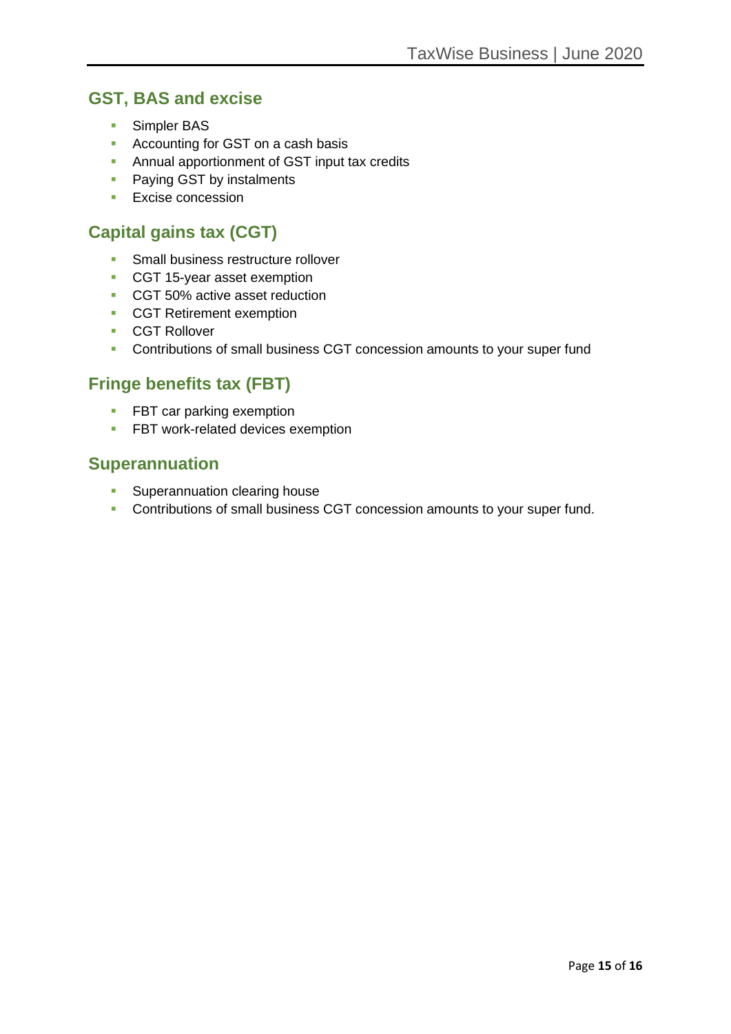## GST, BAS and excise

- Simpler BAS
- Accounting for GST on a cash basis
- Annual apportionment of GST input tax credits
- Paying GST by instalments
- Excise concession

## Capital gains tax (CGT)

- Small business restructure rollover
- CGT 15-year asset exemption
- CGT 50% active asset reduction
- CGT Retirement exemption
- CGT Rollover
- Contributions of small business CGT concession amounts to your super fund

## Fringe benefits tax (FBT)

- FBT car parking exemption
- FBT work-related devices exemption

## Superannuation

- Superannuation clearing house
- Contributions of small business CGT concession amounts to your super fund.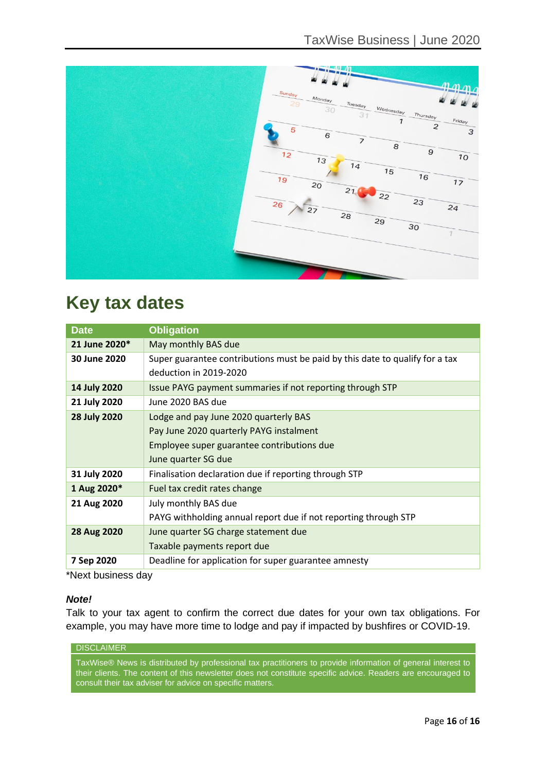# Key tax dates

| Date | Obligation |
|---|---|
| **21 June 2020*** | May monthly BAS due |
| **30 June 2020** | Super guarantee contributions must be paid by this date to qualify for a tax deduction in 2019-2020 |
| **14 July 2020** | Issue PAYG payment summaries if not reporting through STP |
| **21 July 2020** | June 2020 BAS due |
| **28 July 2020** | Lodge and pay June 2020 quarterly BAS<br>Pay June 2020 quarterly PAYG instalment<br>Employee super guarantee contributions due<br>June quarter SG due |
| **31 July 2020** | Finalisation declaration due if reporting through STP |
| **1 Aug 2020*** | Fuel tax credit rates change |
| **21 Aug 2020** | July monthly BAS due<br>PAYG withholding annual report due if not reporting through STP |
| **28 Aug 2020** | June quarter SG charge statement due<br>Taxable payments report due |
| **7 Sep 2020** | Deadline for application for super guarantee amnesty |

*Next business day

***Note!***

Talk to your tax agent to confirm the correct due dates for your own tax obligations. For example, you may have more time to lodge and pay if impacted by bushfires or COVID-19.

DISCLAIMER

TaxWise® News is distributed by professional tax practitioners to provide information of general interest to their clients. The content of this newsletter does not constitute specific advice. Readers are encouraged to consult their tax adviser for advice on specific matters.